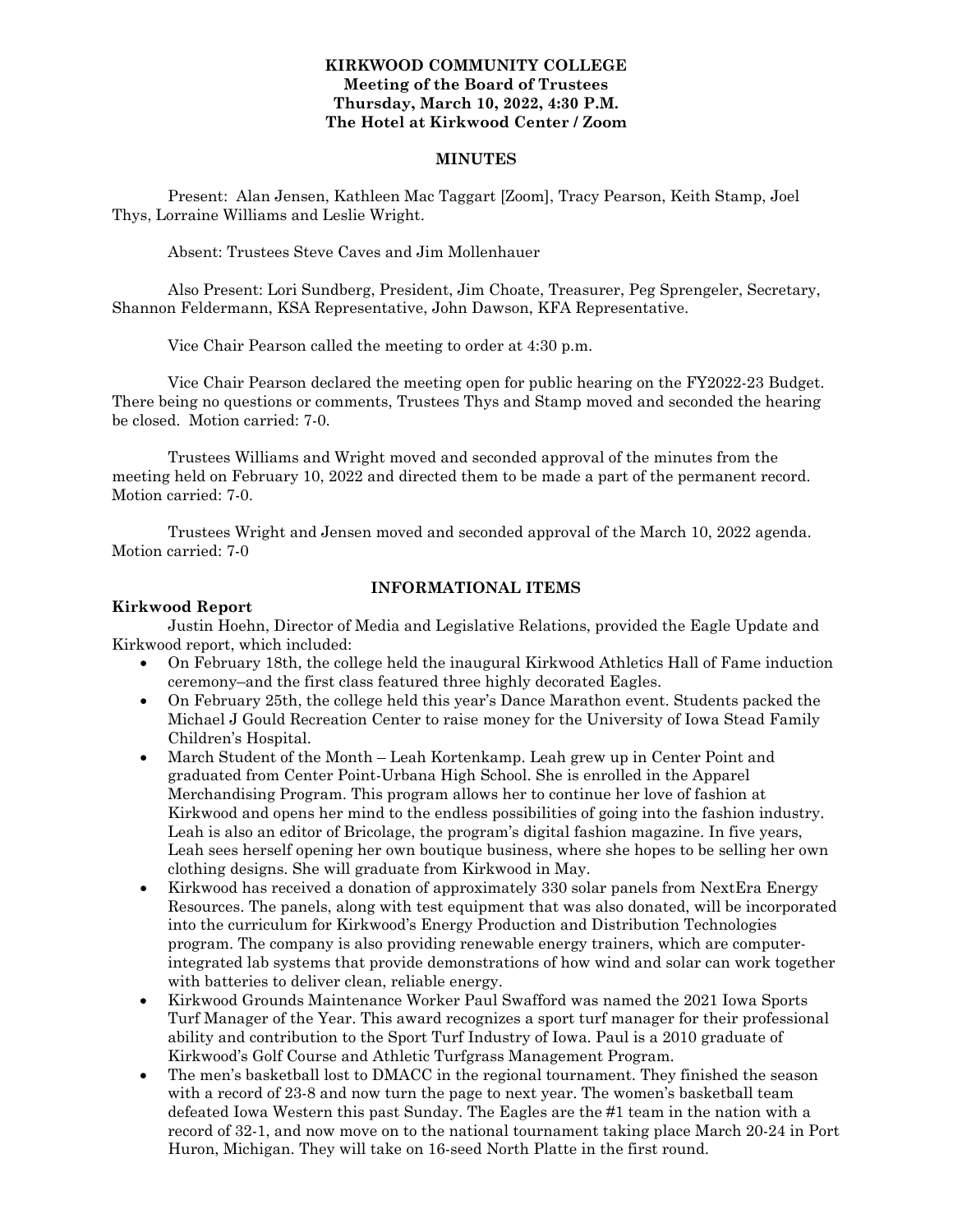**KIRKWOOD COMMUNITY COLLEGE**
**Meeting of the Board of Trustees**
**Thursday, March 10, 2022, 4:30 P.M.**
**The Hotel at Kirkwood Center / Zoom**

**MINUTES**

Present: Alan Jensen, Kathleen Mac Taggart [Zoom], Tracy Pearson, Keith Stamp, Joel Thys, Lorraine Williams and Leslie Wright.

Absent: Trustees Steve Caves and Jim Mollenhauer

Also Present: Lori Sundberg, President, Jim Choate, Treasurer, Peg Sprengeler, Secretary, Shannon Feldermann, KSA Representative, John Dawson, KFA Representative.

Vice Chair Pearson called the meeting to order at 4:30 p.m.

Vice Chair Pearson declared the meeting open for public hearing on the FY2022-23 Budget. There being no questions or comments, Trustees Thys and Stamp moved and seconded the hearing be closed. Motion carried: 7-0.

Trustees Williams and Wright moved and seconded approval of the minutes from the meeting held on February 10, 2022 and directed them to be made a part of the permanent record. Motion carried: 7-0.

Trustees Wright and Jensen moved and seconded approval of the March 10, 2022 agenda. Motion carried: 7-0

**INFORMATIONAL ITEMS**

**Kirkwood Report**

Justin Hoehn, Director of Media and Legislative Relations, provided the Eagle Update and Kirkwood report, which included:

- On February 18th, the college held the inaugural Kirkwood Athletics Hall of Fame induction ceremony–and the first class featured three highly decorated Eagles.
- On February 25th, the college held this year's Dance Marathon event. Students packed the Michael J Gould Recreation Center to raise money for the University of Iowa Stead Family Children's Hospital.
- March Student of the Month – Leah Kortenkamp. Leah grew up in Center Point and graduated from Center Point-Urbana High School. She is enrolled in the Apparel Merchandising Program. This program allows her to continue her love of fashion at Kirkwood and opens her mind to the endless possibilities of going into the fashion industry. Leah is also an editor of Bricolage, the program's digital fashion magazine. In five years, Leah sees herself opening her own boutique business, where she hopes to be selling her own clothing designs. She will graduate from Kirkwood in May.
- Kirkwood has received a donation of approximately 330 solar panels from NextEra Energy Resources. The panels, along with test equipment that was also donated, will be incorporated into the curriculum for Kirkwood's Energy Production and Distribution Technologies program. The company is also providing renewable energy trainers, which are computer-integrated lab systems that provide demonstrations of how wind and solar can work together with batteries to deliver clean, reliable energy.
- Kirkwood Grounds Maintenance Worker Paul Swafford was named the 2021 Iowa Sports Turf Manager of the Year. This award recognizes a sport turf manager for their professional ability and contribution to the Sport Turf Industry of Iowa. Paul is a 2010 graduate of Kirkwood's Golf Course and Athletic Turfgrass Management Program.
- The men's basketball lost to DMACC in the regional tournament. They finished the season with a record of 23-8 and now turn the page to next year. The women's basketball team defeated Iowa Western this past Sunday. The Eagles are the #1 team in the nation with a record of 32-1, and now move on to the national tournament taking place March 20-24 in Port Huron, Michigan. They will take on 16-seed North Platte in the first round.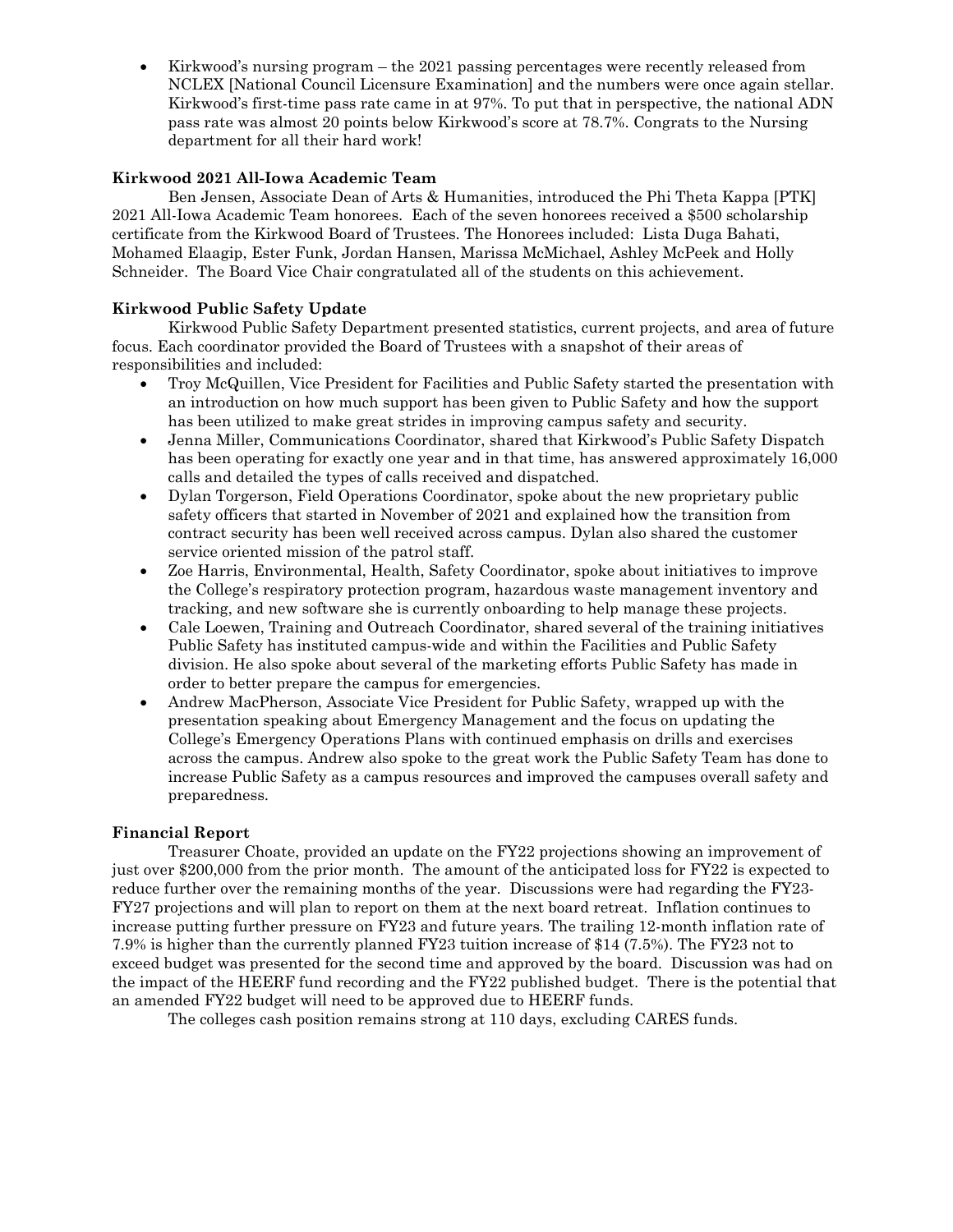- Kirkwood's nursing program – the 2021 passing percentages were recently released from NCLEX [National Council Licensure Examination] and the numbers were once again stellar. Kirkwood's first-time pass rate came in at 97%. To put that in perspective, the national ADN pass rate was almost 20 points below Kirkwood's score at 78.7%. Congrats to the Nursing department for all their hard work!

**Kirkwood 2021 All-Iowa Academic Team**

Ben Jensen, Associate Dean of Arts & Humanities, introduced the Phi Theta Kappa [PTK] 2021 All-Iowa Academic Team honorees. Each of the seven honorees received a $500 scholarship certificate from the Kirkwood Board of Trustees. The Honorees included: Lista Duga Bahati, Mohamed Elaagip, Ester Funk, Jordan Hansen, Marissa McMichael, Ashley McPeek and Holly Schneider. The Board Vice Chair congratulated all of the students on this achievement.

**Kirkwood Public Safety Update**

Kirkwood Public Safety Department presented statistics, current projects, and area of future focus. Each coordinator provided the Board of Trustees with a snapshot of their areas of responsibilities and included:

- Troy McQuillen, Vice President for Facilities and Public Safety started the presentation with an introduction on how much support has been given to Public Safety and how the support has been utilized to make great strides in improving campus safety and security.
- Jenna Miller, Communications Coordinator, shared that Kirkwood's Public Safety Dispatch has been operating for exactly one year and in that time, has answered approximately 16,000 calls and detailed the types of calls received and dispatched.
- Dylan Torgerson, Field Operations Coordinator, spoke about the new proprietary public safety officers that started in November of 2021 and explained how the transition from contract security has been well received across campus. Dylan also shared the customer service oriented mission of the patrol staff.
- Zoe Harris, Environmental, Health, Safety Coordinator, spoke about initiatives to improve the College's respiratory protection program, hazardous waste management inventory and tracking, and new software she is currently onboarding to help manage these projects.
- Cale Loewen, Training and Outreach Coordinator, shared several of the training initiatives Public Safety has instituted campus-wide and within the Facilities and Public Safety division. He also spoke about several of the marketing efforts Public Safety has made in order to better prepare the campus for emergencies.
- Andrew MacPherson, Associate Vice President for Public Safety, wrapped up with the presentation speaking about Emergency Management and the focus on updating the College's Emergency Operations Plans with continued emphasis on drills and exercises across the campus. Andrew also spoke to the great work the Public Safety Team has done to increase Public Safety as a campus resources and improved the campuses overall safety and preparedness.

**Financial Report**

Treasurer Choate, provided an update on the FY22 projections showing an improvement of just over $200,000 from the prior month. The amount of the anticipated loss for FY22 is expected to reduce further over the remaining months of the year. Discussions were had regarding the FY23-FY27 projections and will plan to report on them at the next board retreat. Inflation continues to increase putting further pressure on FY23 and future years. The trailing 12-month inflation rate of 7.9% is higher than the currently planned FY23 tuition increase of $14 (7.5%). The FY23 not to exceed budget was presented for the second time and approved by the board. Discussion was had on the impact of the HEERF fund recording and the FY22 published budget. There is the potential that an amended FY22 budget will need to be approved due to HEERF funds.

The colleges cash position remains strong at 110 days, excluding CARES funds.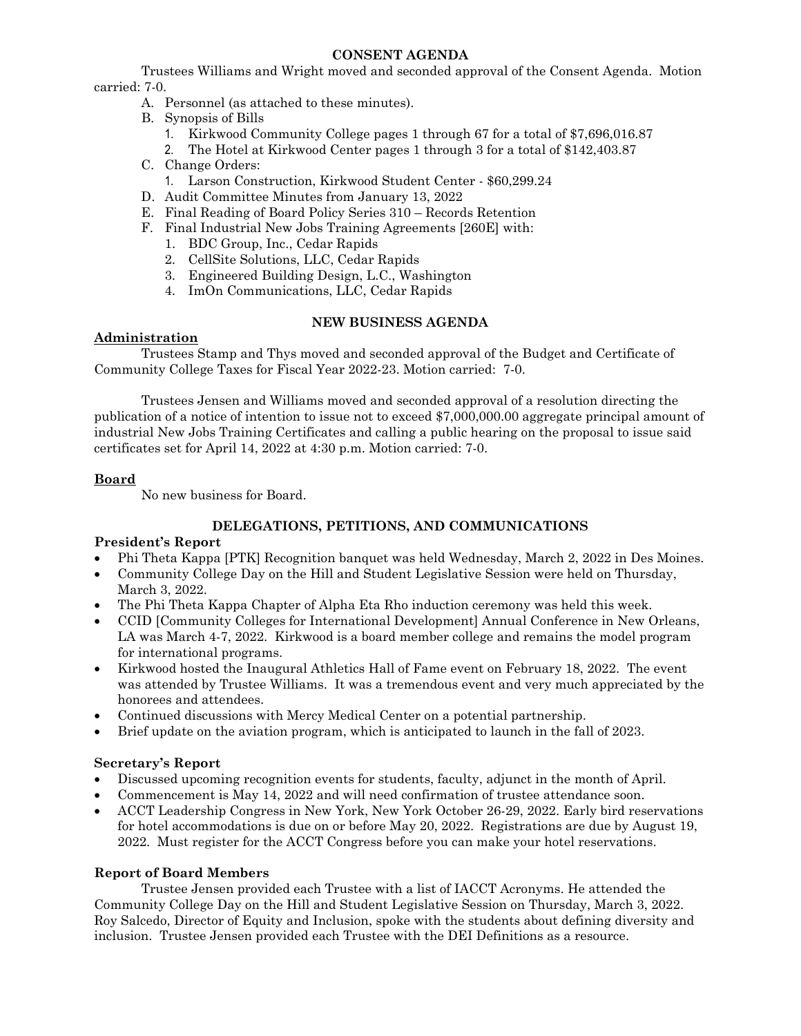## CONSENT AGENDA

Trustees Williams and Wright moved and seconded approval of the Consent Agenda. Motion carried: 7-0.

- A. Personnel (as attached to these minutes).
- B. Synopsis of Bills
  1. Kirkwood Community College pages 1 through 67 for a total of $7,696,016.87
  2. The Hotel at Kirkwood Center pages 1 through 3 for a total of $142,403.87
- C. Change Orders:
  1. Larson Construction, Kirkwood Student Center - $60,299.24
- D. Audit Committee Minutes from January 13, 2022
- E. Final Reading of Board Policy Series 310 – Records Retention
- F. Final Industrial New Jobs Training Agreements [260E] with:
  1. BDC Group, Inc., Cedar Rapids
  2. CellSite Solutions, LLC, Cedar Rapids
  3. Engineered Building Design, L.C., Washington
  4. ImOn Communications, LLC, Cedar Rapids

## NEW BUSINESS AGENDA

**Administration**

Trustees Stamp and Thys moved and seconded approval of the Budget and Certificate of Community College Taxes for Fiscal Year 2022-23. Motion carried: 7-0.

Trustees Jensen and Williams moved and seconded approval of a resolution directing the publication of a notice of intention to issue not to exceed $7,000,000.00 aggregate principal amount of industrial New Jobs Training Certificates and calling a public hearing on the proposal to issue said certificates set for April 14, 2022 at 4:30 p.m. Motion carried: 7-0.

**Board**

No new business for Board.

## DELEGATIONS, PETITIONS, AND COMMUNICATIONS

**President's Report**

- Phi Theta Kappa [PTK] Recognition banquet was held Wednesday, March 2, 2022 in Des Moines.
- Community College Day on the Hill and Student Legislative Session were held on Thursday, March 3, 2022.
- The Phi Theta Kappa Chapter of Alpha Eta Rho induction ceremony was held this week.
- CCID [Community Colleges for International Development] Annual Conference in New Orleans, LA was March 4-7, 2022. Kirkwood is a board member college and remains the model program for international programs.
- Kirkwood hosted the Inaugural Athletics Hall of Fame event on February 18, 2022. The event was attended by Trustee Williams. It was a tremendous event and very much appreciated by the honorees and attendees.
- Continued discussions with Mercy Medical Center on a potential partnership.
- Brief update on the aviation program, which is anticipated to launch in the fall of 2023.

**Secretary's Report**

- Discussed upcoming recognition events for students, faculty, adjunct in the month of April.
- Commencement is May 14, 2022 and will need confirmation of trustee attendance soon.
- ACCT Leadership Congress in New York, New York October 26-29, 2022. Early bird reservations for hotel accommodations is due on or before May 20, 2022. Registrations are due by August 19, 2022. Must register for the ACCT Congress before you can make your hotel reservations.

**Report of Board Members**

Trustee Jensen provided each Trustee with a list of IACCT Acronyms. He attended the Community College Day on the Hill and Student Legislative Session on Thursday, March 3, 2022. Roy Salcedo, Director of Equity and Inclusion, spoke with the students about defining diversity and inclusion. Trustee Jensen provided each Trustee with the DEI Definitions as a resource.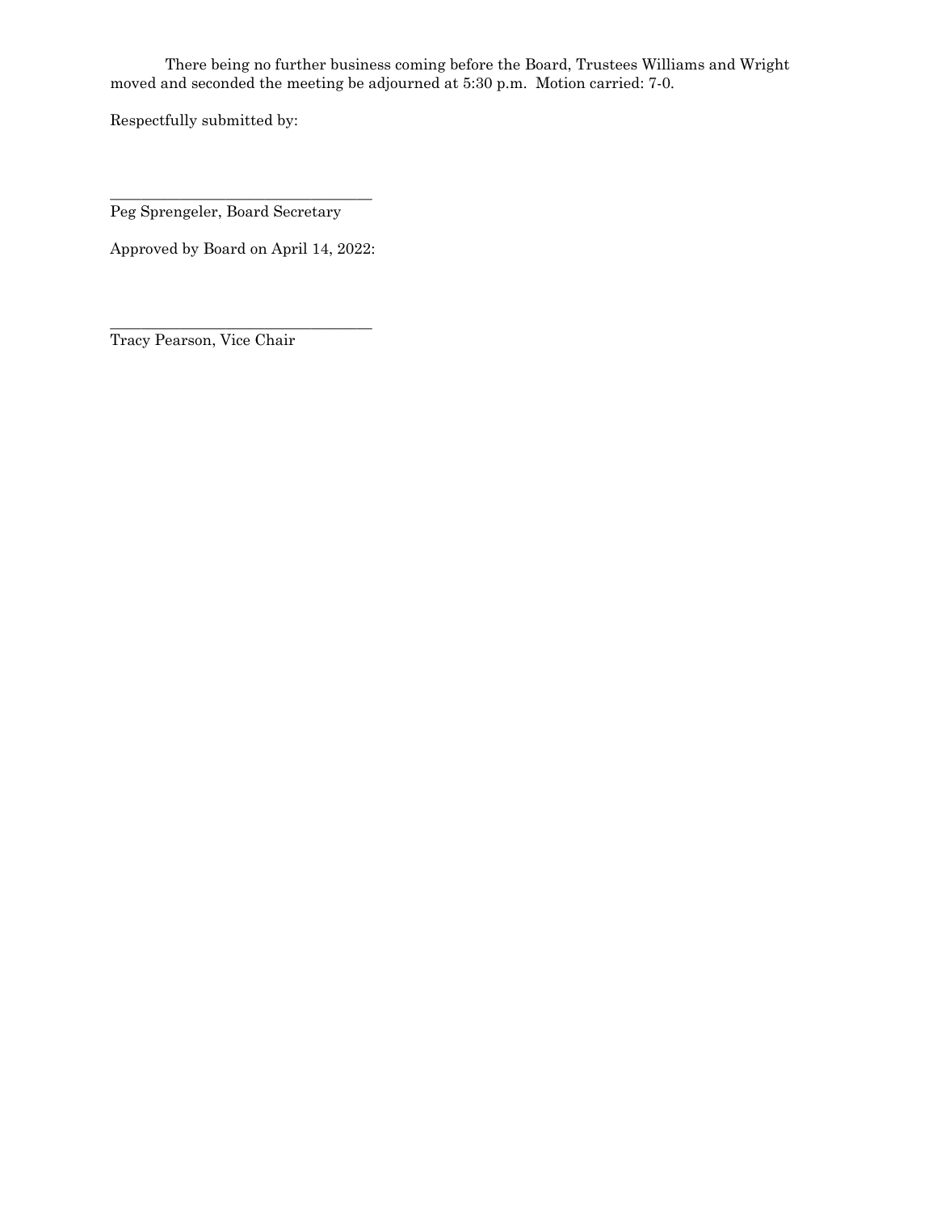There being no further business coming before the Board, Trustees Williams and Wright moved and seconded the meeting be adjourned at 5:30 p.m. Motion carried: 7-0.

Respectfully submitted by:

\_\_\_\_\_\_\_\_\_\_\_\_\_\_\_\_\_\_\_\_\_\_\_\_\_\_\_\_\_\_\_\_\_\_

Peg Sprengeler, Board Secretary

Approved by Board on April 14, 2022:

\_\_\_\_\_\_\_\_\_\_\_\_\_\_\_\_\_\_\_\_\_\_\_\_\_\_\_\_\_\_\_\_\_\_

Tracy Pearson, Vice Chair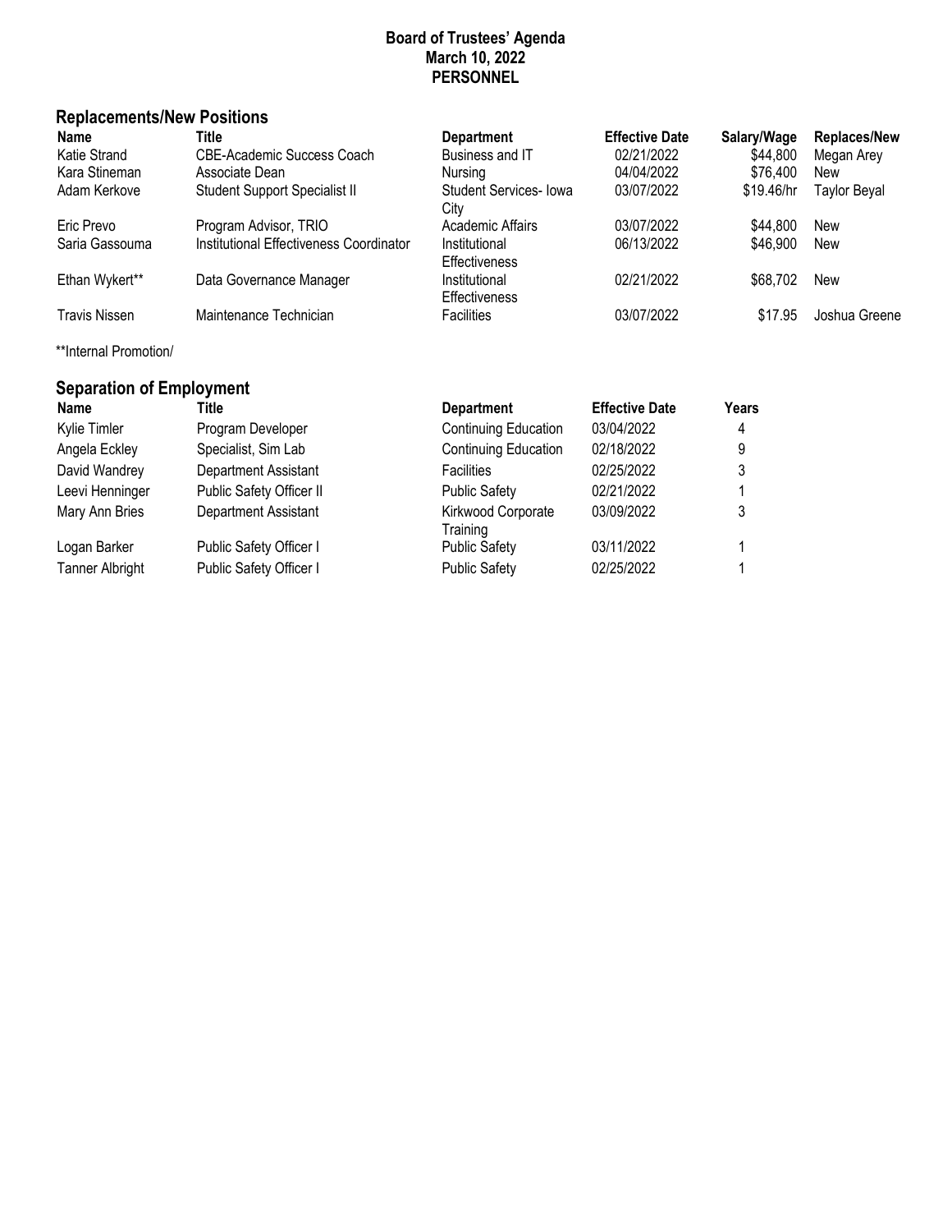**Board of Trustees' Agenda**
**March 10, 2022**
**PERSONNEL**

## Replacements/New Positions

| Name | Title | Department | Effective Date | Salary/Wage | Replaces/New |
|---|---|---|---|---|---|
| Katie Strand | CBE-Academic Success Coach | Business and IT | 02/21/2022 | $44,800 | Megan Arey |
| Kara Stineman | Associate Dean | Nursing | 04/04/2022 | $76,400 | New |
| Adam Kerkove | Student Support Specialist II | Student Services- Iowa City | 03/07/2022 | $19.46/hr | Taylor Beyal |
| Eric Prevo | Program Advisor, TRIO | Academic Affairs | 03/07/2022 | $44,800 | New |
| Saria Gassouma | Institutional Effectiveness Coordinator | Institutional Effectiveness | 06/13/2022 | $46,900 | New |
| Ethan Wykert** | Data Governance Manager | Institutional Effectiveness | 02/21/2022 | $68,702 | New |
| Travis Nissen | Maintenance Technician | Facilities | 03/07/2022 | $17.95 | Joshua Greene |

**Internal Promotion/

## Separation of Employment

| Name | Title | Department | Effective Date | Years |
|---|---|---|---|---|
| Kylie Timler | Program Developer | Continuing Education | 03/04/2022 | 4 |
| Angela Eckley | Specialist, Sim Lab | Continuing Education | 02/18/2022 | 9 |
| David Wandrey | Department Assistant | Facilities | 02/25/2022 | 3 |
| Leevi Henninger | Public Safety Officer II | Public Safety | 02/21/2022 | 1 |
| Mary Ann Bries | Department Assistant | Kirkwood Corporate Training | 03/09/2022 | 3 |
| Logan Barker | Public Safety Officer I | Public Safety | 03/11/2022 | 1 |
| Tanner Albright | Public Safety Officer I | Public Safety | 02/25/2022 | 1 |